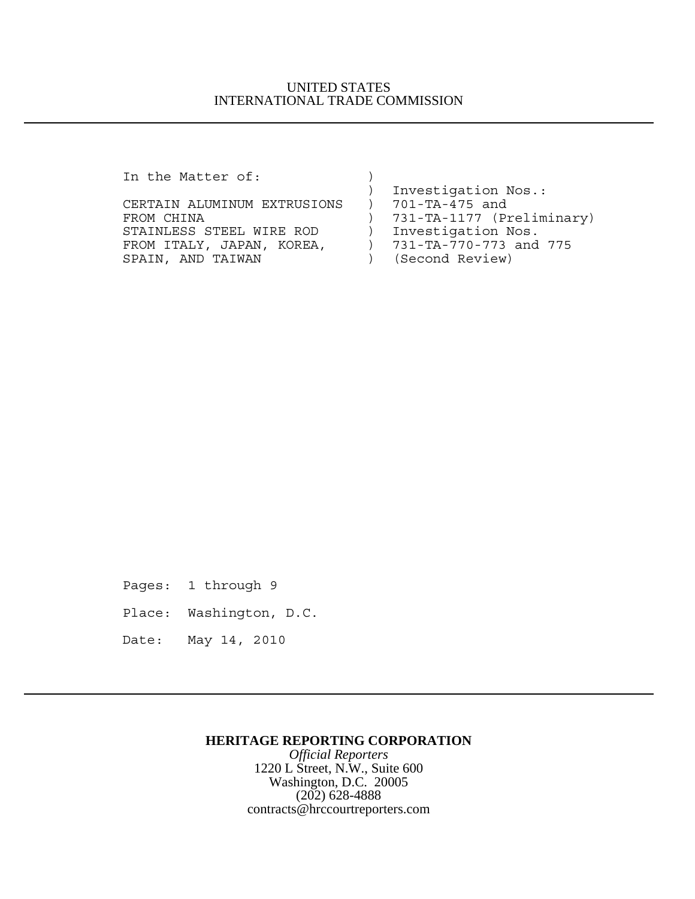UNITED STATES
INTERNATIONAL TRADE COMMISSION

```
In the Matter of:              )
                               )  Investigation Nos.:
CERTAIN ALUMINUM EXTRUSIONS    )  701-TA-475 and
FROM CHINA                     )  731-TA-1177 (Preliminary)
STAINLESS STEEL WIRE ROD       )  Investigation Nos.
FROM ITALY, JAPAN, KOREA,      )  731-TA-770-773 and 775
SPAIN, AND TAIWAN              )  (Second Review)
```

Pages: 1 through 9

Place: Washington, D.C.

Date: May 14, 2010

**HERITAGE REPORTING CORPORATION**

*Official Reporters*

1220 L Street, N.W., Suite 600

Washington, D.C. 20005

(202) 628-4888

contracts@hrccourtreporters.com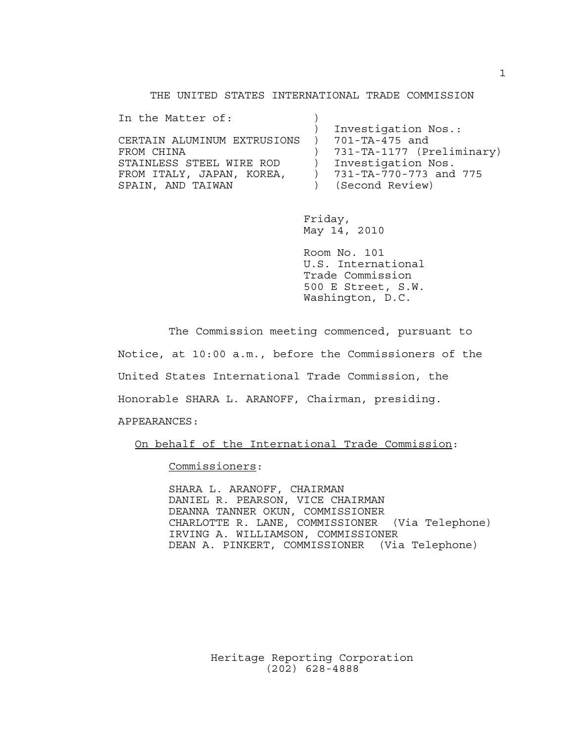THE UNITED STATES INTERNATIONAL TRADE COMMISSION

```
In the Matter of:            )
                             )  Investigation Nos.:
CERTAIN ALUMINUM EXTRUSIONS  )  701-TA-475 and
FROM CHINA                   )  731-TA-1177 (Preliminary)
STAINLESS STEEL WIRE ROD     )  Investigation Nos.
FROM ITALY, JAPAN, KOREA,    )  731-TA-770-773 and 775
SPAIN, AND TAIWAN            )  (Second Review)
```

Friday,
May 14, 2010

Room No. 101
U.S. International
Trade Commission
500 E Street, S.W.
Washington, D.C.

The Commission meeting commenced, pursuant to Notice, at 10:00 a.m., before the Commissioners of the United States International Trade Commission, the Honorable SHARA L. ARANOFF, Chairman, presiding.

APPEARANCES:

On behalf of the International Trade Commission:

Commissioners:

SHARA L. ARANOFF, CHAIRMAN
DANIEL R. PEARSON, VICE CHAIRMAN
DEANNA TANNER OKUN, COMMISSIONER
CHARLOTTE R. LANE, COMMISSIONER (Via Telephone)
IRVING A. WILLIAMSON, COMMISSIONER
DEAN A. PINKERT, COMMISSIONER (Via Telephone)

Heritage Reporting Corporation
(202) 628-4888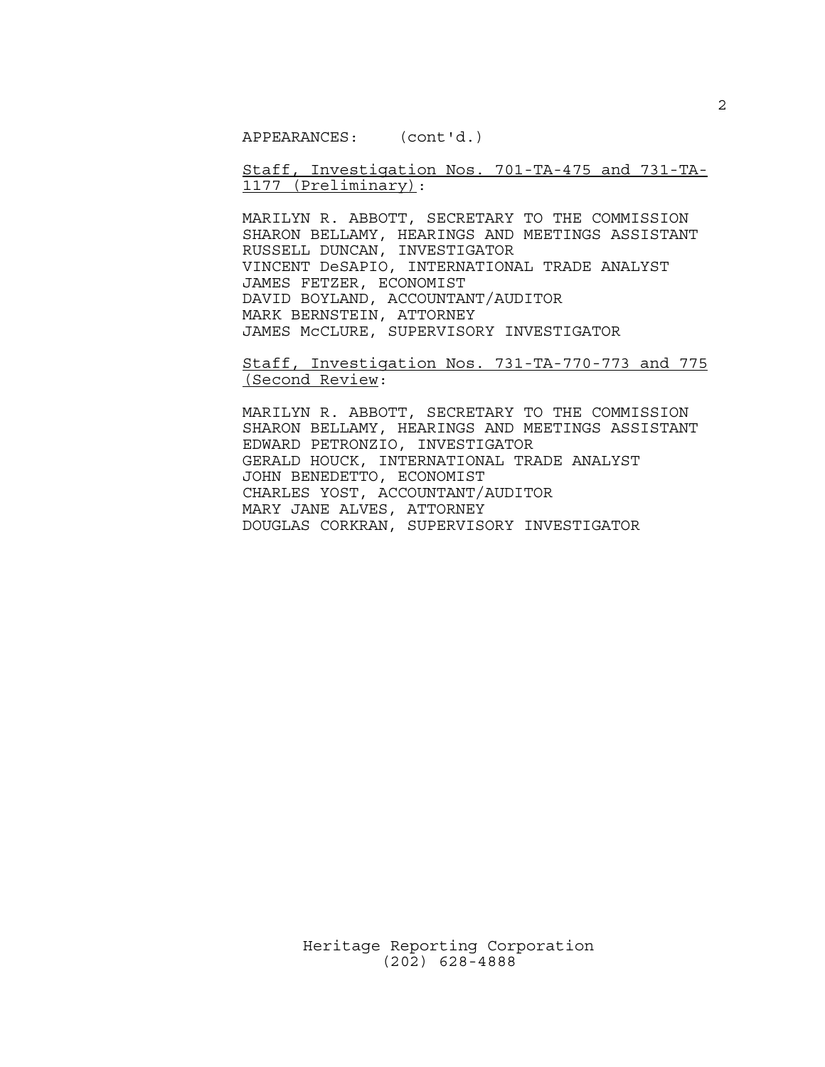APPEARANCES: (cont'd.)

Staff, Investigation Nos. 701-TA-475 and 731-TA-1177 (Preliminary):

MARILYN R. ABBOTT, SECRETARY TO THE COMMISSION
SHARON BELLAMY, HEARINGS AND MEETINGS ASSISTANT
RUSSELL DUNCAN, INVESTIGATOR
VINCENT DeSAPIO, INTERNATIONAL TRADE ANALYST
JAMES FETZER, ECONOMIST
DAVID BOYLAND, ACCOUNTANT/AUDITOR
MARK BERNSTEIN, ATTORNEY
JAMES McCLURE, SUPERVISORY INVESTIGATOR

Staff, Investigation Nos. 731-TA-770-773 and 775 (Second Review:

MARILYN R. ABBOTT, SECRETARY TO THE COMMISSION
SHARON BELLAMY, HEARINGS AND MEETINGS ASSISTANT
EDWARD PETRONZIO, INVESTIGATOR
GERALD HOUCK, INTERNATIONAL TRADE ANALYST
JOHN BENEDETTO, ECONOMIST
CHARLES YOST, ACCOUNTANT/AUDITOR
MARY JANE ALVES, ATTORNEY
DOUGLAS CORKRAN, SUPERVISORY INVESTIGATOR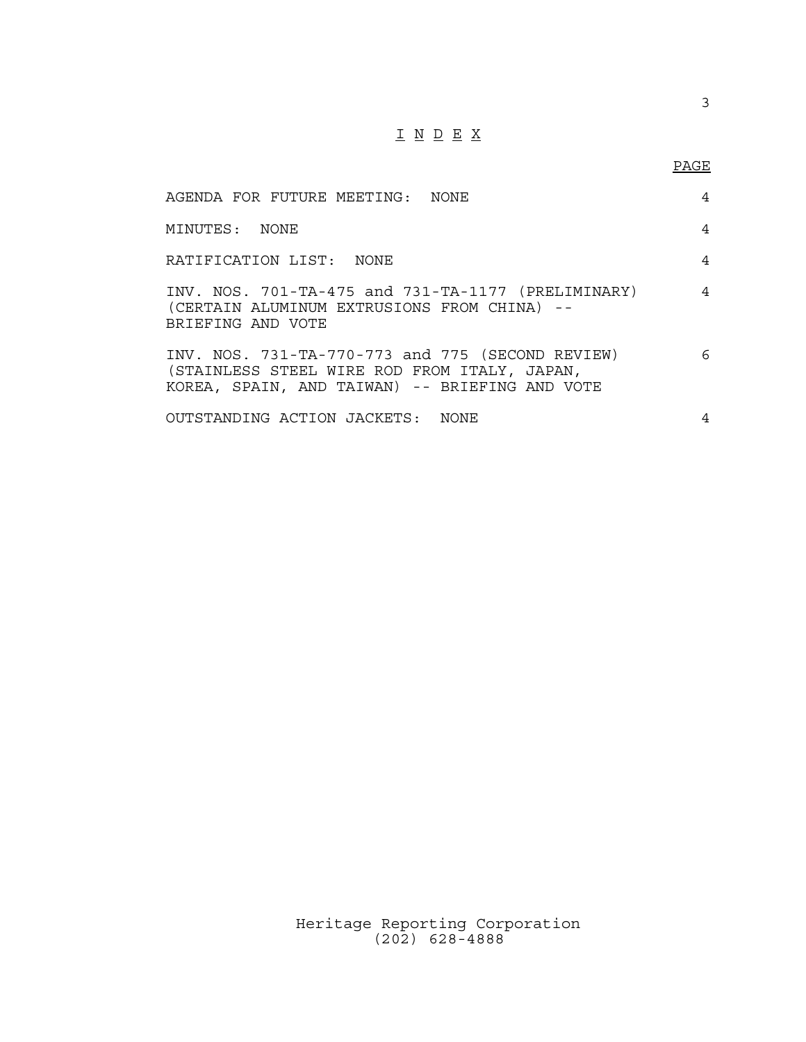# I N D E X

| | PAGE |
|---|---|
| AGENDA FOR FUTURE MEETING: NONE | 4 |
| MINUTES: NONE | 4 |
| RATIFICATION LIST: NONE | 4 |
| INV. NOS. 701-TA-475 and 731-TA-1177 (PRELIMINARY) (CERTAIN ALUMINUM EXTRUSIONS FROM CHINA) -- BRIEFING AND VOTE | 4 |
| INV. NOS. 731-TA-770-773 and 775 (SECOND REVIEW) (STAINLESS STEEL WIRE ROD FROM ITALY, JAPAN, KOREA, SPAIN, AND TAIWAN) -- BRIEFING AND VOTE | 6 |
| OUTSTANDING ACTION JACKETS: NONE | 4 |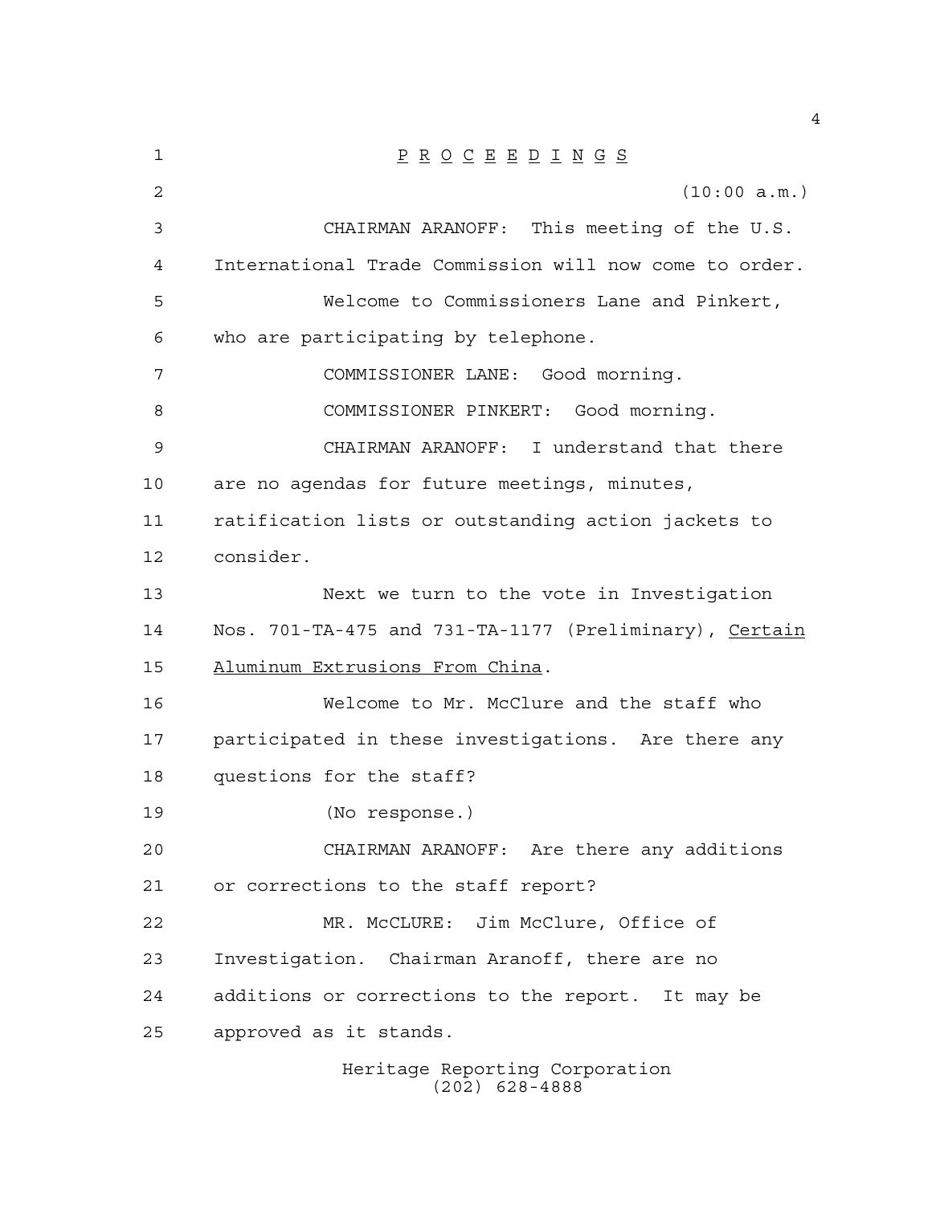P R O C E E D I N G S

(10:00 a.m.)

CHAIRMAN ARANOFF: This meeting of the U.S. International Trade Commission will now come to order.

Welcome to Commissioners Lane and Pinkert, who are participating by telephone.

COMMISSIONER LANE: Good morning.

COMMISSIONER PINKERT: Good morning.

CHAIRMAN ARANOFF: I understand that there are no agendas for future meetings, minutes, ratification lists or outstanding action jackets to consider.

Next we turn to the vote in Investigation Nos. 701-TA-475 and 731-TA-1177 (Preliminary), Certain Aluminum Extrusions From China.

Welcome to Mr. McClure and the staff who participated in these investigations. Are there any questions for the staff?

(No response.)

CHAIRMAN ARANOFF: Are there any additions or corrections to the staff report?

MR. McCLURE: Jim McClure, Office of Investigation. Chairman Aranoff, there are no additions or corrections to the report. It may be approved as it stands.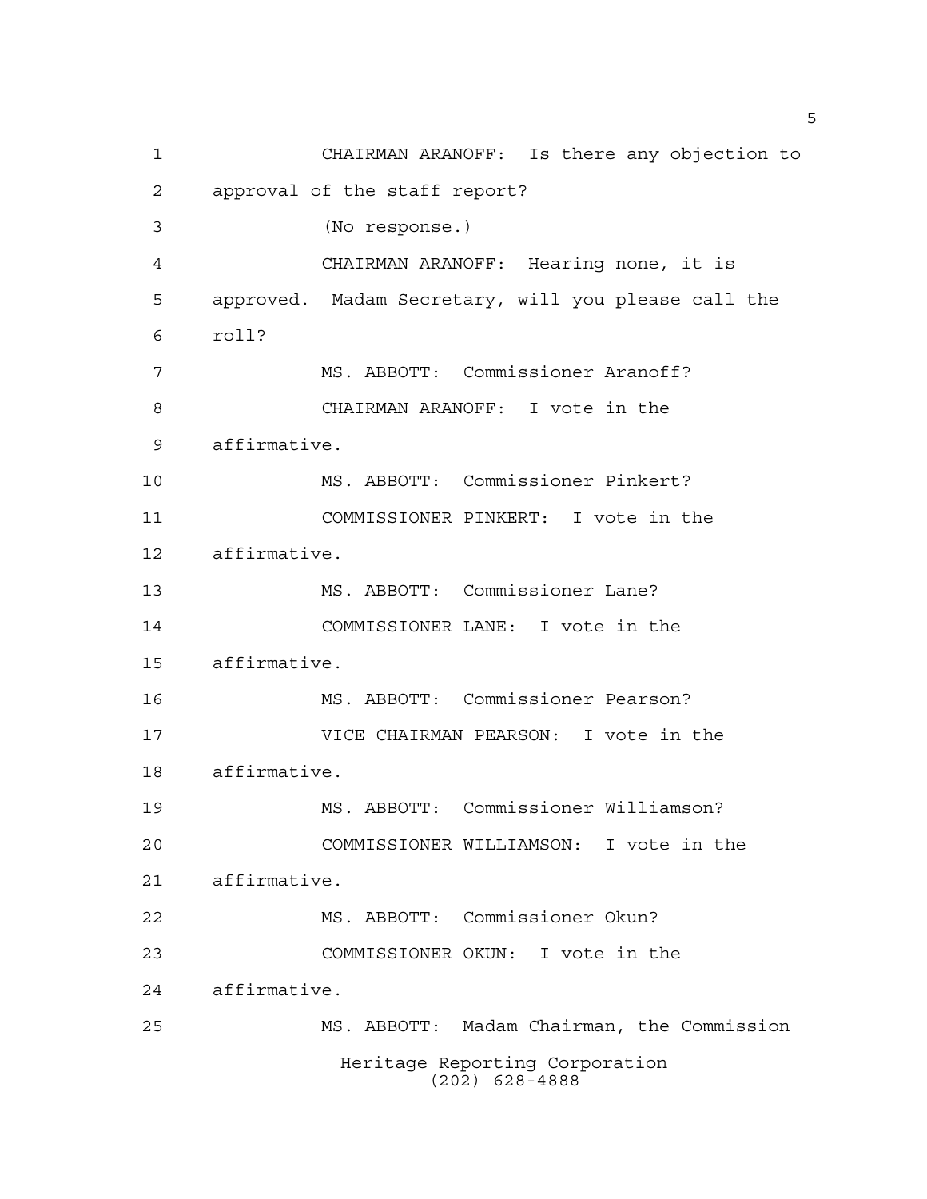CHAIRMAN ARANOFF: Is there any objection to approval of the staff report?

(No response.)

CHAIRMAN ARANOFF: Hearing none, it is approved. Madam Secretary, will you please call the roll?

MS. ABBOTT: Commissioner Aranoff?

CHAIRMAN ARANOFF: I vote in the affirmative.

MS. ABBOTT: Commissioner Pinkert?

COMMISSIONER PINKERT: I vote in the affirmative.

MS. ABBOTT: Commissioner Lane?

COMMISSIONER LANE: I vote in the affirmative.

MS. ABBOTT: Commissioner Pearson?

VICE CHAIRMAN PEARSON: I vote in the affirmative.

MS. ABBOTT: Commissioner Williamson?

COMMISSIONER WILLIAMSON: I vote in the affirmative.

MS. ABBOTT: Commissioner Okun?

COMMISSIONER OKUN: I vote in the affirmative.

MS. ABBOTT: Madam Chairman, the Commission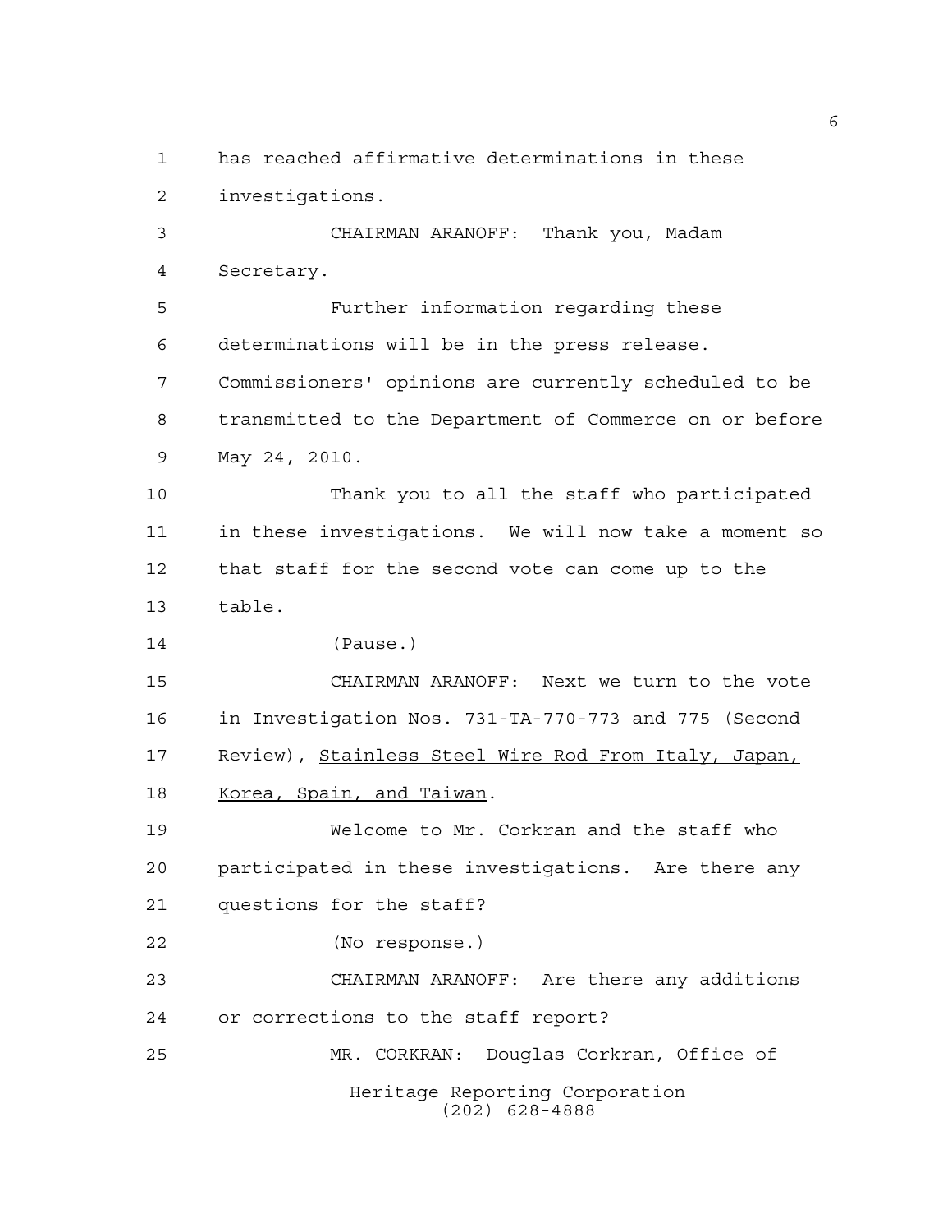has reached affirmative determinations in these investigations.

CHAIRMAN ARANOFF: Thank you, Madam Secretary.

Further information regarding these determinations will be in the press release. Commissioners' opinions are currently scheduled to be transmitted to the Department of Commerce on or before May 24, 2010.

Thank you to all the staff who participated in these investigations. We will now take a moment so that staff for the second vote can come up to the table.

(Pause.)

CHAIRMAN ARANOFF: Next we turn to the vote in Investigation Nos. 731-TA-770-773 and 775 (Second Review), Stainless Steel Wire Rod From Italy, Japan, Korea, Spain, and Taiwan.

Welcome to Mr. Corkran and the staff who participated in these investigations. Are there any questions for the staff?

(No response.)

CHAIRMAN ARANOFF: Are there any additions or corrections to the staff report?

MR. CORKRAN: Douglas Corkran, Office of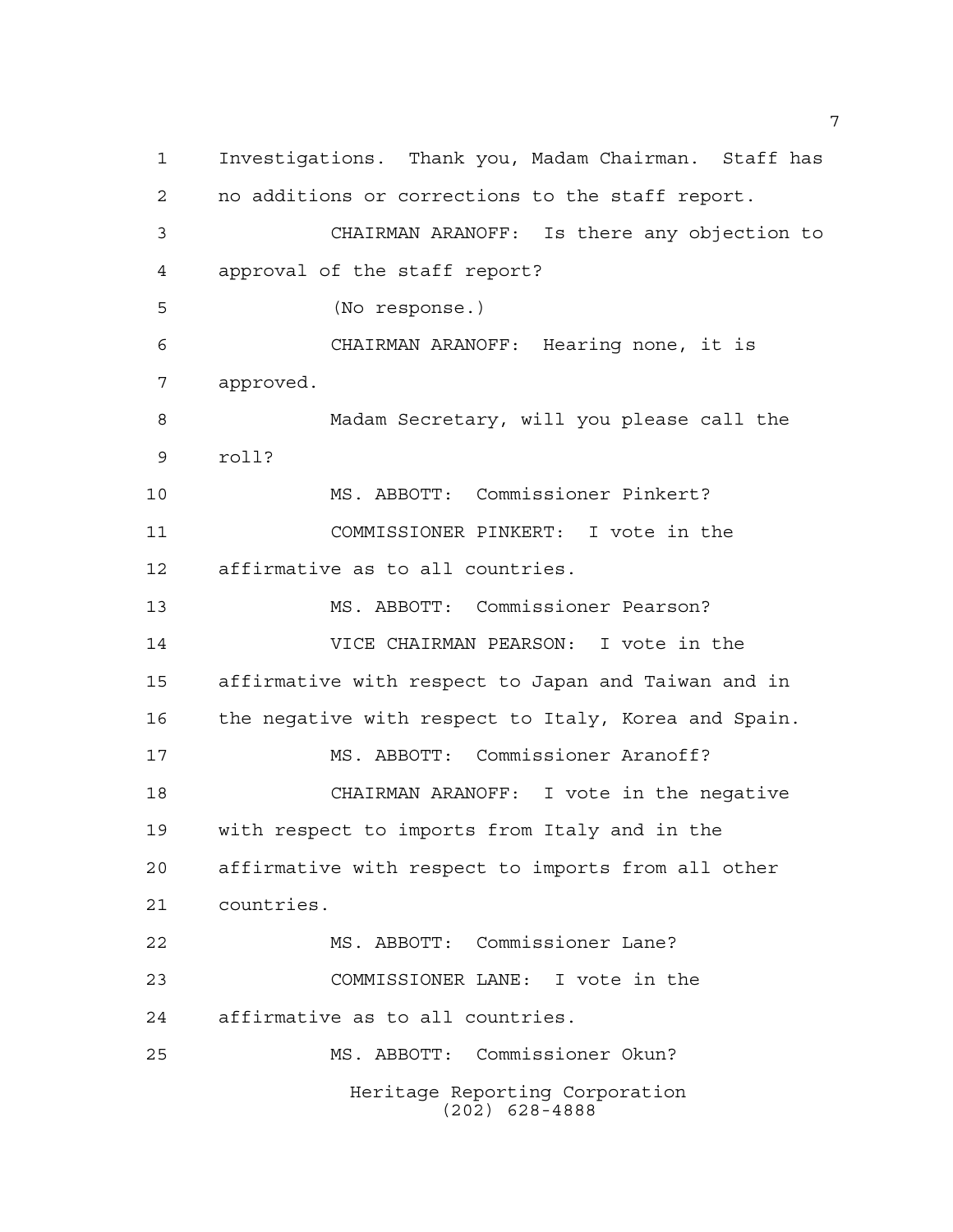Investigations. Thank you, Madam Chairman. Staff has no additions or corrections to the staff report.

CHAIRMAN ARANOFF: Is there any objection to approval of the staff report?

(No response.)

CHAIRMAN ARANOFF: Hearing none, it is approved.

Madam Secretary, will you please call the roll?

MS. ABBOTT: Commissioner Pinkert?

COMMISSIONER PINKERT: I vote in the affirmative as to all countries.

MS. ABBOTT: Commissioner Pearson?

VICE CHAIRMAN PEARSON: I vote in the affirmative with respect to Japan and Taiwan and in the negative with respect to Italy, Korea and Spain.

MS. ABBOTT: Commissioner Aranoff?

CHAIRMAN ARANOFF: I vote in the negative with respect to imports from Italy and in the affirmative with respect to imports from all other countries.

MS. ABBOTT: Commissioner Lane?

COMMISSIONER LANE: I vote in the affirmative as to all countries.

MS. ABBOTT: Commissioner Okun?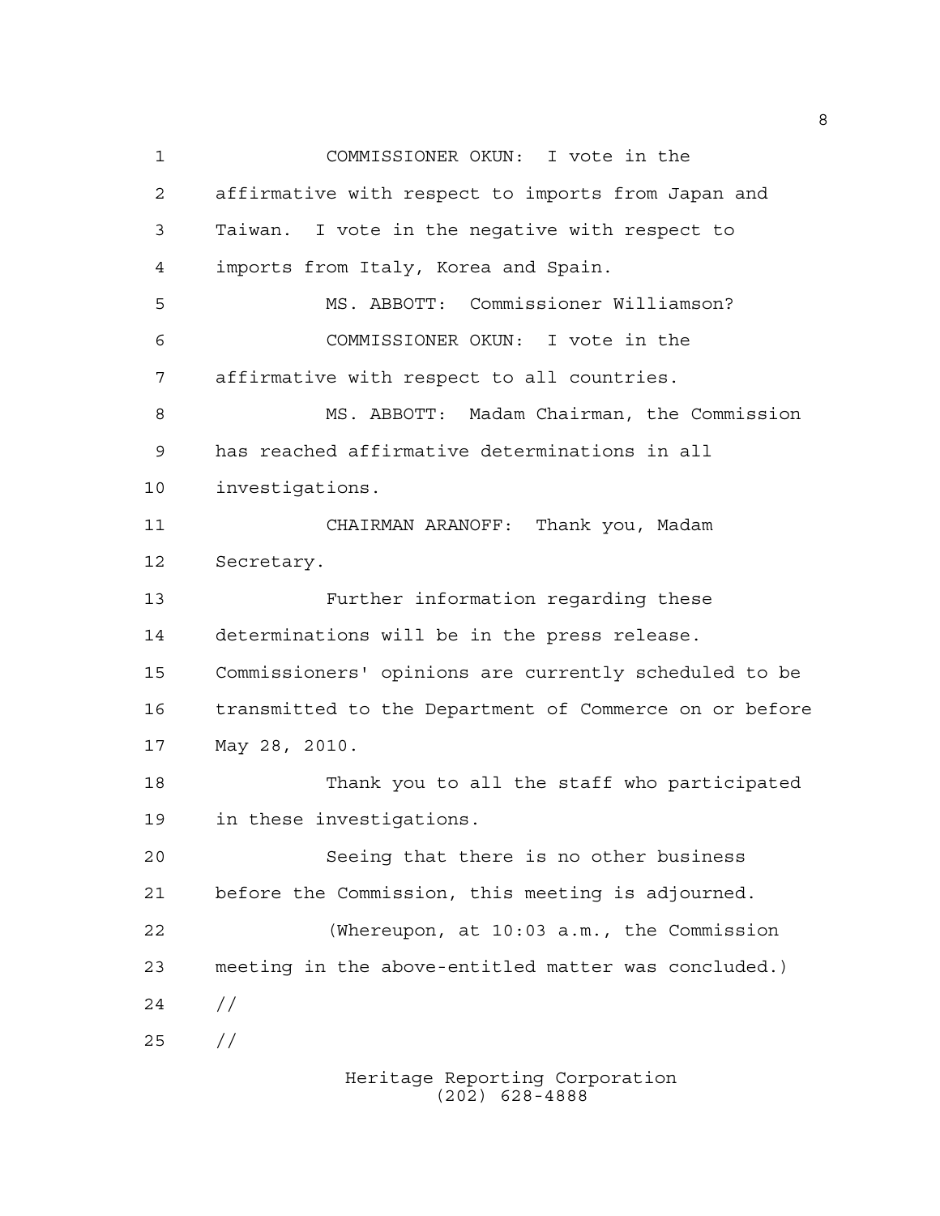COMMISSIONER OKUN: I vote in the affirmative with respect to imports from Japan and Taiwan. I vote in the negative with respect to imports from Italy, Korea and Spain.

MS. ABBOTT: Commissioner Williamson?

COMMISSIONER OKUN: I vote in the affirmative with respect to all countries.

MS. ABBOTT: Madam Chairman, the Commission has reached affirmative determinations in all investigations.

CHAIRMAN ARANOFF: Thank you, Madam Secretary.

Further information regarding these determinations will be in the press release. Commissioners' opinions are currently scheduled to be transmitted to the Department of Commerce on or before May 28, 2010.

Thank you to all the staff who participated in these investigations.

Seeing that there is no other business before the Commission, this meeting is adjourned.

(Whereupon, at 10:03 a.m., the Commission meeting in the above-entitled matter was concluded.)

//

//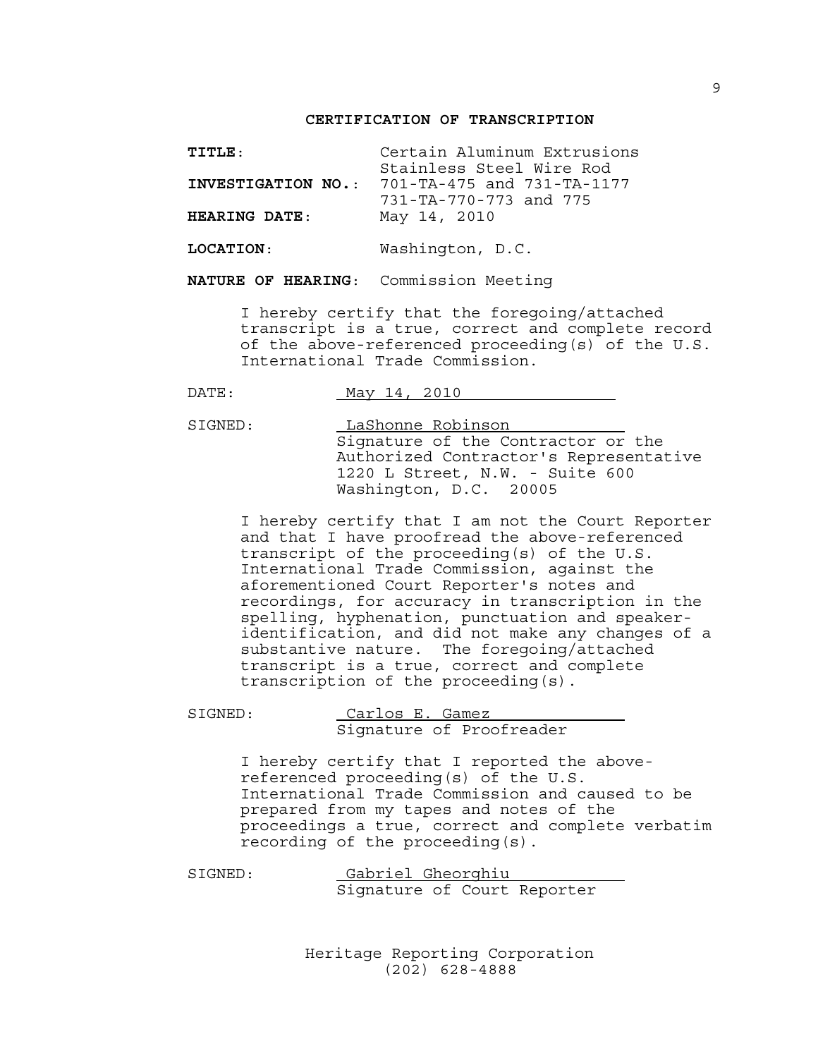## CERTIFICATION OF TRANSCRIPTION

**TITLE**: Certain Aluminum Extrusions
Stainless Steel Wire Rod

**INVESTIGATION NO.**: 701-TA-475 and 731-TA-1177
731-TA-770-773 and 775

**HEARING DATE**: May 14, 2010

**LOCATION**: Washington, D.C.

**NATURE OF HEARING**: Commission Meeting

I hereby certify that the foregoing/attached transcript is a true, correct and complete record of the above-referenced proceeding(s) of the U.S. International Trade Commission.

DATE: May 14, 2010

SIGNED: LaShonne Robinson
Signature of the Contractor or the Authorized Contractor's Representative
1220 L Street, N.W. - Suite 600
Washington, D.C. 20005

I hereby certify that I am not the Court Reporter and that I have proofread the above-referenced transcript of the proceeding(s) of the U.S. International Trade Commission, against the aforementioned Court Reporter's notes and recordings, for accuracy in transcription in the spelling, hyphenation, punctuation and speaker-identification, and did not make any changes of a substantive nature. The foregoing/attached transcript is a true, correct and complete transcription of the proceeding(s).

SIGNED: Carlos E. Gamez
Signature of Proofreader

I hereby certify that I reported the above-referenced proceeding(s) of the U.S. International Trade Commission and caused to be prepared from my tapes and notes of the proceedings a true, correct and complete verbatim recording of the proceeding(s).

SIGNED: Gabriel Gheorghiu
Signature of Court Reporter